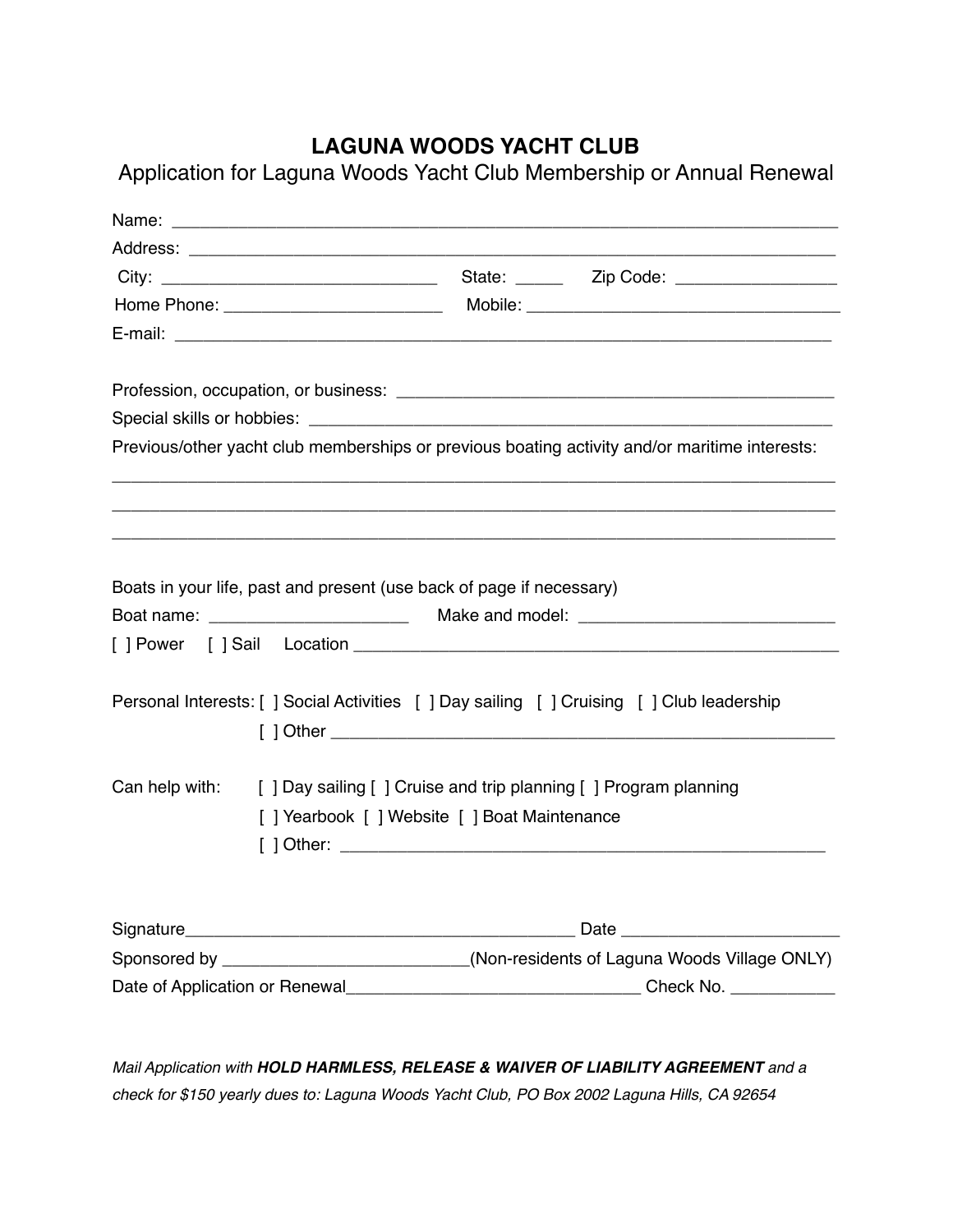# LAGUNA WOODS YACHT CLUB

## Application for Laguna Woods Yacht Club Membership or Annual Renewal

Name: ______________________________________________________________________

Address: ____________________________________________________________________

City: ____________________________ State: _____ Zip Code: ________________

Home Phone: ______________________ Mobile: _________________________________

E-mail: _____________________________________________________________________

Profession, occupation, or business: _____________________________________________

Special skills or hobbies: _____________________________________________________

Previous/other yacht club memberships or previous boating activity and/or maritime interests:

_____________________________________________________________________________

_____________________________________________________________________________

_____________________________________________________________________________

Boats in your life, past and present (use back of page if necessary)

Boat name: ____________________ Make and model: __________________________

[ ] Power [ ] Sail Location ____________________________________________________

Personal Interests: [ ] Social Activities [ ] Day sailing [ ] Cruising [ ] Club leadership

[ ] Other ____________________________________________________

Can help with: [ ] Day sailing [ ] Cruise and trip planning [ ] Program planning

[ ] Yearbook [ ] Website [ ] Boat Maintenance

[ ] Other: ___________________________________________________

Signature_________________________________________ Date ______________________

Sponsored by _________________________(Non-residents of Laguna Woods Village ONLY)

Date of Application or Renewal________________________________ Check No. ___________

*Mail Application with **HOLD HARMLESS, RELEASE & WAIVER OF LIABILITY AGREEMENT** and a check for $150 yearly dues to: Laguna Woods Yacht Club, PO Box 2002 Laguna Hills, CA 92654*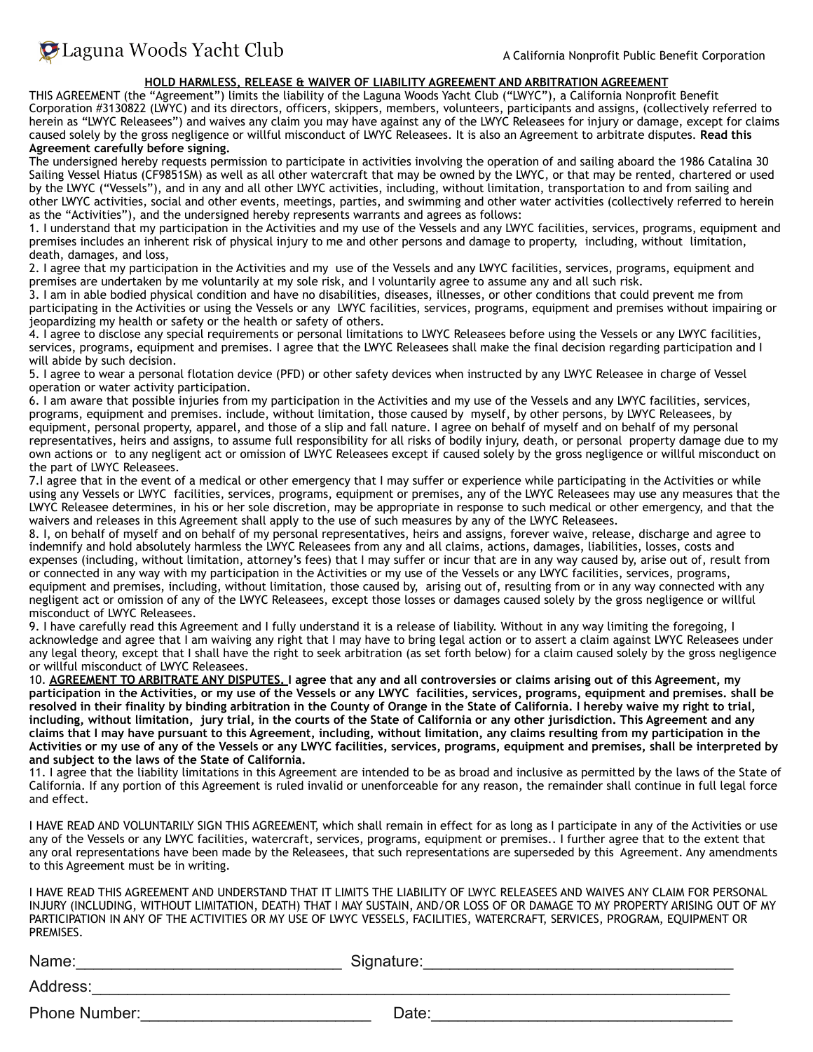Laguna Woods Yacht Club

A California Nonprofit Public Benefit Corporation

## HOLD HARMLESS, RELEASE & WAIVER OF LIABILITY AGREEMENT AND ARBITRATION AGREEMENT

THIS AGREEMENT (the "Agreement") limits the liability of the Laguna Woods Yacht Club ("LWYC"), a California Nonprofit Benefit Corporation #3130822 (LWYC) and its directors, officers, skippers, members, volunteers, participants and assigns, (collectively referred to herein as "LWYC Releasees") and waives any claim you may have against any of the LWYC Releasees for injury or damage, except for claims caused solely by the gross negligence or willful misconduct of LWYC Releasees. It is also an Agreement to arbitrate disputes. **Read this Agreement carefully before signing.**

The undersigned hereby requests permission to participate in activities involving the operation of and sailing aboard the 1986 Catalina 30 Sailing Vessel Hiatus (CF9851SM) as well as all other watercraft that may be owned by the LWYC, or that may be rented, chartered or used by the LWYC ("Vessels"), and in any and all other LWYC activities, including, without limitation, transportation to and from sailing and other LWYC activities, social and other events, meetings, parties, and swimming and other water activities (collectively referred to herein as the "Activities"), and the undersigned hereby represents warrants and agrees as follows:

1. I understand that my participation in the Activities and my use of the Vessels and any LWYC facilities, services, programs, equipment and premises includes an inherent risk of physical injury to me and other persons and damage to property, including, without limitation, death, damages, and loss,
2. I agree that my participation in the Activities and my use of the Vessels and any LWYC facilities, services, programs, equipment and premises are undertaken by me voluntarily at my sole risk, and I voluntarily agree to assume any and all such risk.
3. I am in able bodied physical condition and have no disabilities, diseases, illnesses, or other conditions that could prevent me from participating in the Activities or using the Vessels or any LWYC facilities, services, programs, equipment and premises without impairing or jeopardizing my health or safety or the health or safety of others.
4. I agree to disclose any special requirements or personal limitations to LWYC Releasees before using the Vessels or any LWYC facilities, services, programs, equipment and premises. I agree that the LWYC Releasees shall make the final decision regarding participation and I will abide by such decision.
5. I agree to wear a personal flotation device (PFD) or other safety devices when instructed by any LWYC Releasee in charge of Vessel operation or water activity participation.
6. I am aware that possible injuries from my participation in the Activities and my use of the Vessels and any LWYC facilities, services, programs, equipment and premises. include, without limitation, those caused by myself, by other persons, by LWYC Releasees, by equipment, personal property, apparel, and those of a slip and fall nature. I agree on behalf of myself and on behalf of my personal representatives, heirs and assigns, to assume full responsibility for all risks of bodily injury, death, or personal property damage due to my own actions or to any negligent act or omission of LWYC Releasees except if caused solely by the gross negligence or willful misconduct on the part of LWYC Releasees.
7. I agree that in the event of a medical or other emergency that I may suffer or experience while participating in the Activities or while using any Vessels or LWYC facilities, services, programs, equipment or premises, any of the LWYC Releasees may use any measures that the LWYC Releasee determines, in his or her sole discretion, may be appropriate in response to such medical or other emergency, and that the waivers and releases in this Agreement shall apply to the use of such measures by any of the LWYC Releasees.
8. I, on behalf of myself and on behalf of my personal representatives, heirs and assigns, forever waive, release, discharge and agree to indemnify and hold absolutely harmless the LWYC Releasees from any and all claims, actions, damages, liabilities, losses, costs and expenses (including, without limitation, attorney's fees) that I may suffer or incur that are in any way caused by, arise out of, result from or connected in any way with my participation in the Activities or my use of the Vessels or any LWYC facilities, services, programs, equipment and premises, including, without limitation, those caused by, arising out of, resulting from or in any way connected with any negligent act or omission of any of the LWYC Releasees, except those losses or damages caused solely by the gross negligence or willful misconduct of LWYC Releasees.
9. I have carefully read this Agreement and I fully understand it is a release of liability. Without in any way limiting the foregoing, I acknowledge and agree that I am waiving any right that I may have to bring legal action or to assert a claim against LWYC Releasees under any legal theory, except that I shall have the right to seek arbitration (as set forth below) for a claim caused solely by the gross negligence or willful misconduct of LWYC Releasees.
10. **AGREEMENT TO ARBITRATE ANY DISPUTES. I agree that any and all controversies or claims arising out of this Agreement, my participation in the Activities, or my use of the Vessels or any LWYC facilities, services, programs, equipment and premises. shall be resolved in their finality by binding arbitration in the County of Orange in the State of California. I hereby waive my right to trial, including, without limitation, jury trial, in the courts of the State of California or any other jurisdiction. This Agreement and any claims that I may have pursuant to this Agreement, including, without limitation, any claims resulting from my participation in the Activities or my use of any of the Vessels or any LWYC facilities, services, programs, equipment and premises, shall be interpreted by and subject to the laws of the State of California.**
11. I agree that the liability limitations in this Agreement are intended to be as broad and inclusive as permitted by the laws of the State of California. If any portion of this Agreement is ruled invalid or unenforceable for any reason, the remainder shall continue in full legal force and effect.

I HAVE READ AND VOLUNTARILY SIGN THIS AGREEMENT, which shall remain in effect for as long as I participate in any of the Activities or use any of the Vessels or any LWYC facilities, watercraft, services, programs, equipment or premises.. I further agree that to the extent that any oral representations have been made by the Releasees, that such representations are superseded by this Agreement. Any amendments to this Agreement must be in writing.

I HAVE READ THIS AGREEMENT AND UNDERSTAND THAT IT LIMITS THE LIABILITY OF LWYC RELEASEES AND WAIVES ANY CLAIM FOR PERSONAL INJURY (INCLUDING, WITHOUT LIMITATION, DEATH) THAT I MAY SUSTAIN, AND/OR LOSS OF OR DAMAGE TO MY PROPERTY ARISING OUT OF MY PARTICIPATION IN ANY OF THE ACTIVITIES OR MY USE OF LWYC VESSELS, FACILITIES, WATERCRAFT, SERVICES, PROGRAM, EQUIPMENT OR PREMISES.

Name:______________________________ Signature:__________________________________

Address:__________________________________________________________________________

Phone Number:_________________________ Date:_________________________________